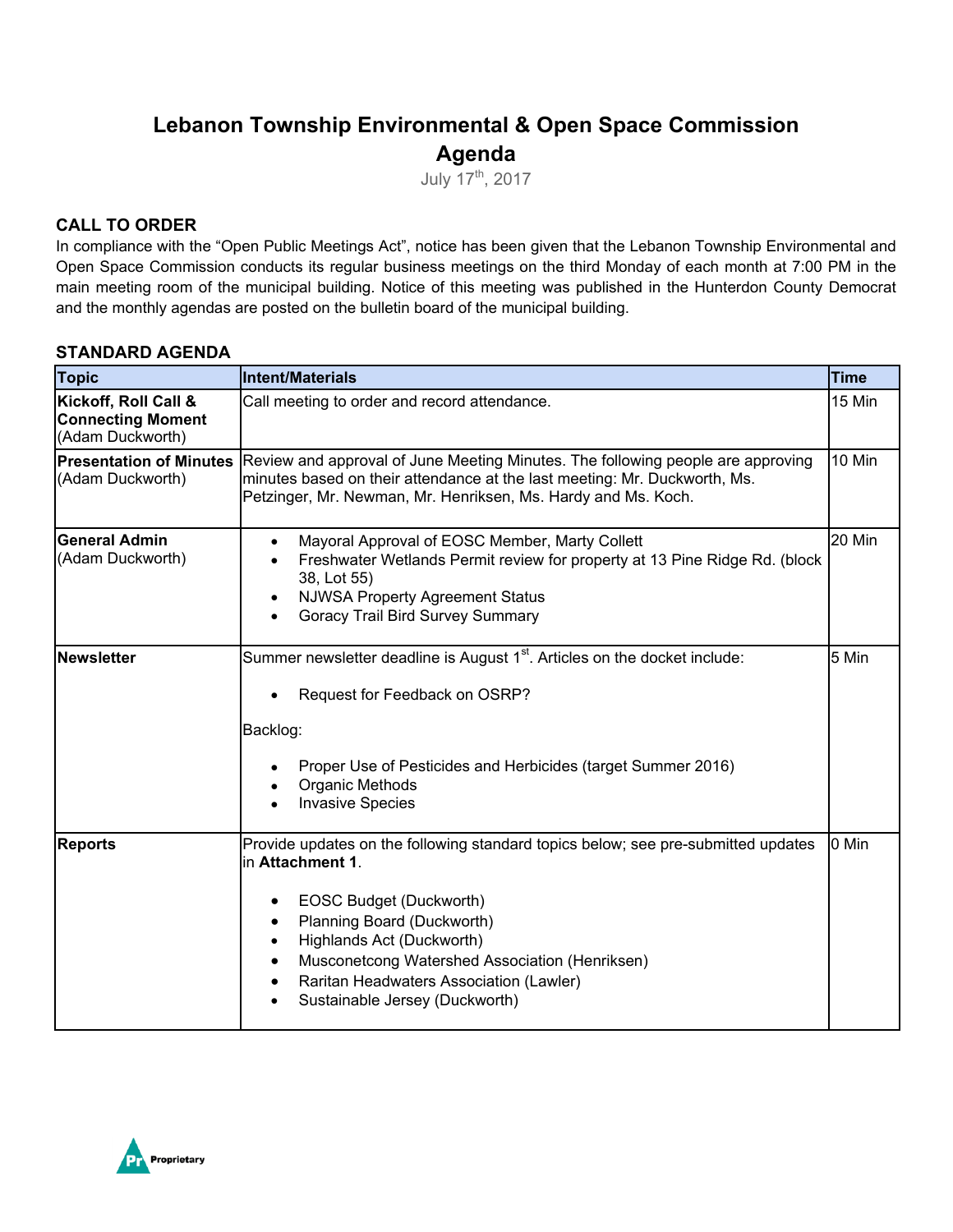# Lebanon Township Environmental & Open Space Commission Agenda

July 17th, 2017

## CALL TO ORDER

In compliance with the "Open Public Meetings Act", notice has been given that the Lebanon Township Environmental and Open Space Commission conducts its regular business meetings on the third Monday of each month at 7:00 PM in the main meeting room of the municipal building. Notice of this meeting was published in the Hunterdon County Democrat and the monthly agendas are posted on the bulletin board of the municipal building.

## STANDARD AGENDA

| Topic | Intent/Materials | Time |
|---|---|---|
| **Kickoff, Roll Call & Connecting Moment** (Adam Duckworth) | Call meeting to order and record attendance. | 15 Min |
| **Presentation of Minutes** (Adam Duckworth) | Review and approval of June Meeting Minutes. The following people are approving minutes based on their attendance at the last meeting: Mr. Duckworth, Ms. Petzinger, Mr. Newman, Mr. Henriksen, Ms. Hardy and Ms. Koch. | 10 Min |
| **General Admin** (Adam Duckworth) | • Mayoral Approval of EOSC Member, Marty Collett<br>• Freshwater Wetlands Permit review for property at 13 Pine Ridge Rd. (block 38, Lot 55)<br>• NJWSA Property Agreement Status<br>• Goracy Trail Bird Survey Summary | 20 Min |
| **Newsletter** | Summer newsletter deadline is August 1st. Articles on the docket include:<br><br>• Request for Feedback on OSRP?<br><br>Backlog:<br><br>• Proper Use of Pesticides and Herbicides (target Summer 2016)<br>• Organic Methods<br>• Invasive Species | 5 Min |
| **Reports** | Provide updates on the following standard topics below; see pre-submitted updates in **Attachment 1**.<br><br>• EOSC Budget (Duckworth)<br>• Planning Board (Duckworth)<br>• Highlands Act (Duckworth)<br>• Musconetcong Watershed Association (Henriksen)<br>• Raritan Headwaters Association (Lawler)<br>• Sustainable Jersey (Duckworth) | 0 Min |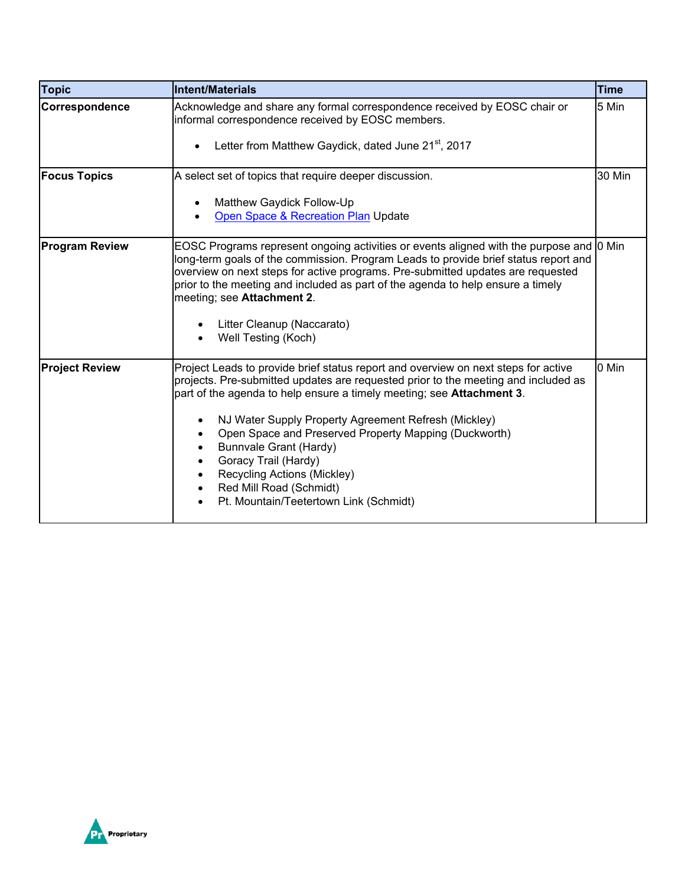| Topic | Intent/Materials | Time |
|---|---|---|
| **Correspondence** | Acknowledge and share any formal correspondence received by EOSC chair or informal correspondence received by EOSC members.<br><br>• Letter from Matthew Gaydick, dated June 21st, 2017 | 5 Min |
| **Focus Topics** | A select set of topics that require deeper discussion.<br><br>• Matthew Gaydick Follow-Up<br>• Open Space & Recreation Plan Update | 30 Min |
| **Program Review** | EOSC Programs represent ongoing activities or events aligned with the purpose and long-term goals of the commission. Program Leads to provide brief status report and overview on next steps for active programs. Pre-submitted updates are requested prior to the meeting and included as part of the agenda to help ensure a timely meeting; see **Attachment 2**.<br><br>• Litter Cleanup (Naccarato)<br>• Well Testing (Koch) | 0 Min |
| **Project Review** | Project Leads to provide brief status report and overview on next steps for active projects. Pre-submitted updates are requested prior to the meeting and included as part of the agenda to help ensure a timely meeting; see **Attachment 3**.<br><br>• NJ Water Supply Property Agreement Refresh (Mickley)<br>• Open Space and Preserved Property Mapping (Duckworth)<br>• Bunnvale Grant (Hardy)<br>• Goracy Trail (Hardy)<br>• Recycling Actions (Mickley)<br>• Red Mill Road (Schmidt)<br>• Pt. Mountain/Teetertown Link (Schmidt) | 0 Min |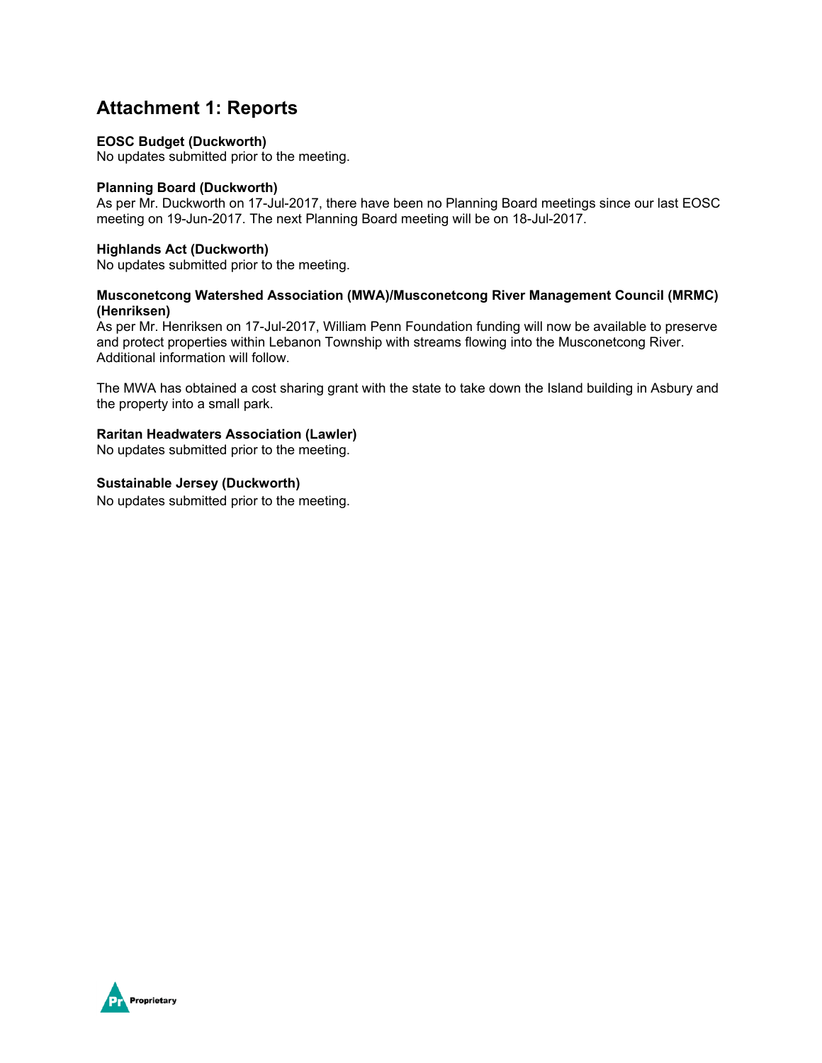## Attachment 1: Reports

**EOSC Budget (Duckworth)**
No updates submitted prior to the meeting.

**Planning Board (Duckworth)**
As per Mr. Duckworth on 17-Jul-2017, there have been no Planning Board meetings since our last EOSC meeting on 19-Jun-2017. The next Planning Board meeting will be on 18-Jul-2017.

**Highlands Act (Duckworth)**
No updates submitted prior to the meeting.

**Musconetcong Watershed Association (MWA)/Musconetcong River Management Council (MRMC) (Henriksen)**
As per Mr. Henriksen on 17-Jul-2017, William Penn Foundation funding will now be available to preserve and protect properties within Lebanon Township with streams flowing into the Musconetcong River. Additional information will follow.

The MWA has obtained a cost sharing grant with the state to take down the Island building in Asbury and the property into a small park.

**Raritan Headwaters Association (Lawler)**
No updates submitted prior to the meeting.

**Sustainable Jersey (Duckworth)**
No updates submitted prior to the meeting.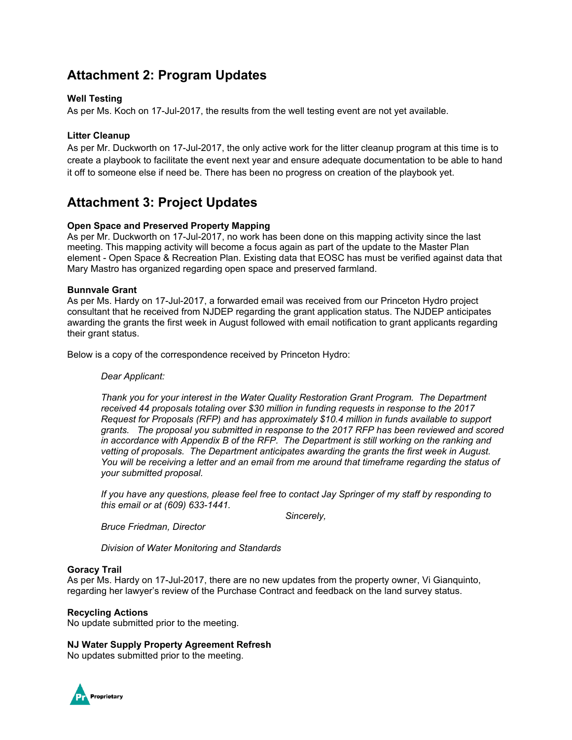## Attachment 2: Program Updates

**Well Testing**
As per Ms. Koch on 17-Jul-2017, the results from the well testing event are not yet available.

**Litter Cleanup**
As per Mr. Duckworth on 17-Jul-2017, the only active work for the litter cleanup program at this time is to create a playbook to facilitate the event next year and ensure adequate documentation to be able to hand it off to someone else if need be. There has been no progress on creation of the playbook yet.

## Attachment 3: Project Updates

**Open Space and Preserved Property Mapping**
As per Mr. Duckworth on 17-Jul-2017, no work has been done on this mapping activity since the last meeting. This mapping activity will become a focus again as part of the update to the Master Plan element - Open Space & Recreation Plan. Existing data that EOSC has must be verified against data that Mary Mastro has organized regarding open space and preserved farmland.

**Bunnvale Grant**
As per Ms. Hardy on 17-Jul-2017, a forwarded email was received from our Princeton Hydro project consultant that he received from NJDEP regarding the grant application status. The NJDEP anticipates awarding the grants the first week in August followed with email notification to grant applicants regarding their grant status.

Below is a copy of the correspondence received by Princeton Hydro:

> *Dear Applicant:*
>
> *Thank you for your interest in the Water Quality Restoration Grant Program. The Department received 44 proposals totaling over $30 million in funding requests in response to the 2017 Request for Proposals (RFP) and has approximately $10.4 million in funds available to support grants. The proposal you submitted in response to the 2017 RFP has been reviewed and scored in accordance with Appendix B of the RFP. The Department is still working on the ranking and vetting of proposals. The Department anticipates awarding the grants the first week in August. You will be receiving a letter and an email from me around that timeframe regarding the status of your submitted proposal.*
>
> *If you have any questions, please feel free to contact Jay Springer of my staff by responding to this email or at (609) 633-1441.*
>
> *Sincerely,*
>
> *Bruce Friedman, Director*
>
> *Division of Water Monitoring and Standards*

**Goracy Trail**
As per Ms. Hardy on 17-Jul-2017, there are no new updates from the property owner, Vi Gianquinto, regarding her lawyer's review of the Purchase Contract and feedback on the land survey status.

**Recycling Actions**
No update submitted prior to the meeting.

**NJ Water Supply Property Agreement Refresh**
No updates submitted prior to the meeting.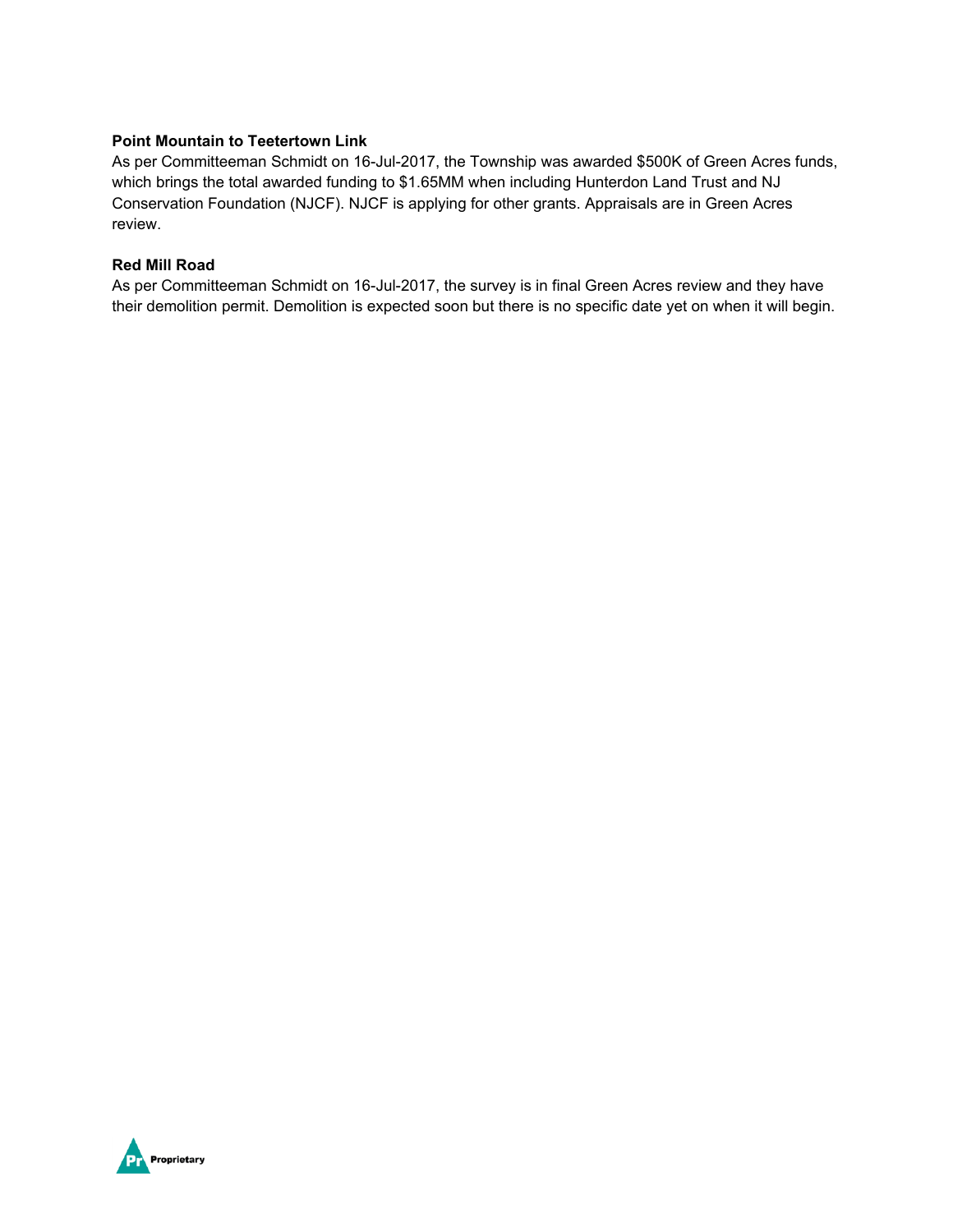**Point Mountain to Teetertown Link**

As per Committeeman Schmidt on 16-Jul-2017, the Township was awarded $500K of Green Acres funds, which brings the total awarded funding to $1.65MM when including Hunterdon Land Trust and NJ Conservation Foundation (NJCF). NJCF is applying for other grants. Appraisals are in Green Acres review.

**Red Mill Road**

As per Committeeman Schmidt on 16-Jul-2017, the survey is in final Green Acres review and they have their demolition permit. Demolition is expected soon but there is no specific date yet on when it will begin.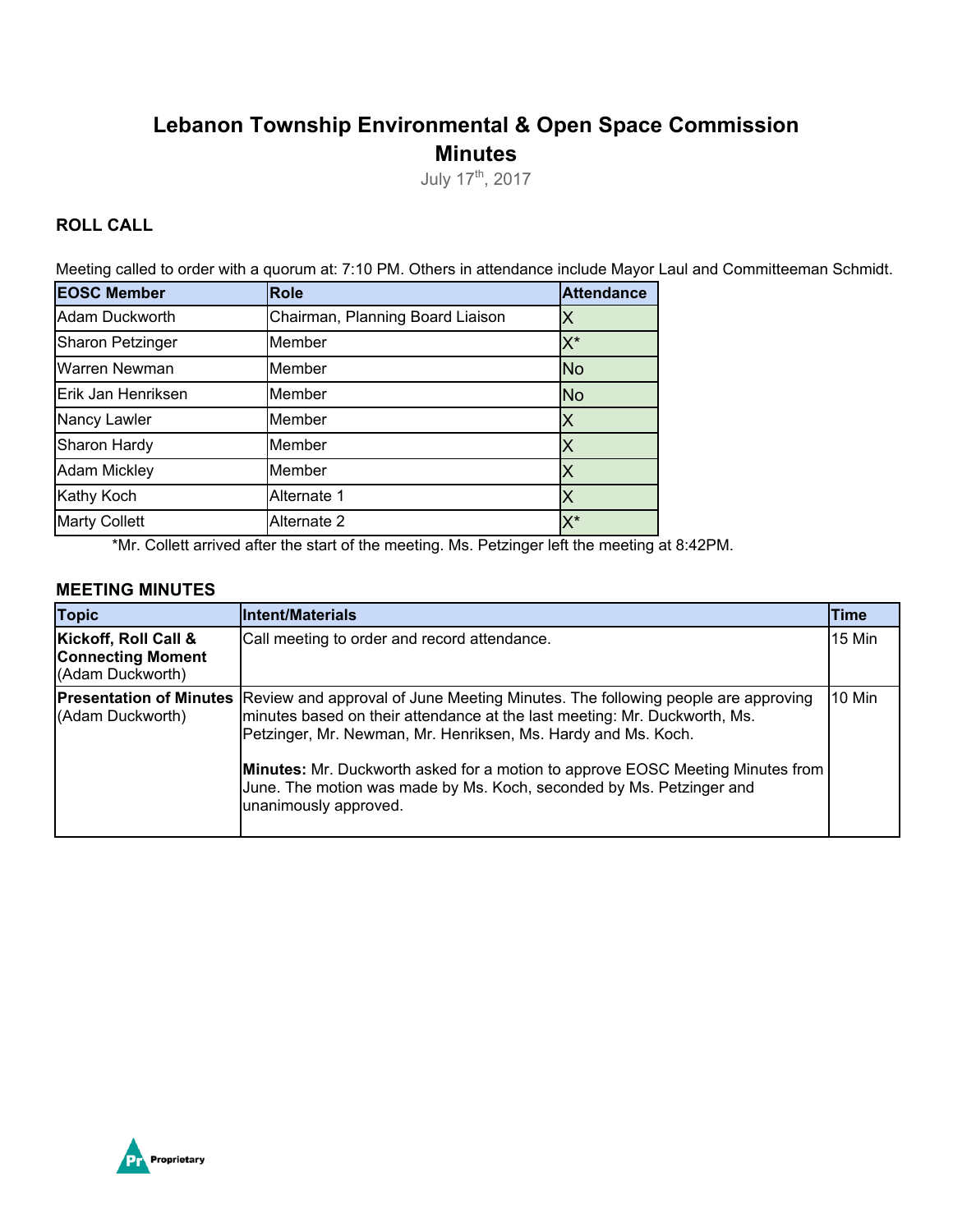# Lebanon Township Environmental & Open Space Commission
# Minutes

July 17th, 2017

## ROLL CALL

Meeting called to order with a quorum at: 7:10 PM. Others in attendance include Mayor Laul and Committeeman Schmidt.

| EOSC Member | Role | Attendance |
|---|---|---|
| Adam Duckworth | Chairman, Planning Board Liaison | X |
| Sharon Petzinger | Member | X* |
| Warren Newman | Member | No |
| Erik Jan Henriksen | Member | No |
| Nancy Lawler | Member | X |
| Sharon Hardy | Member | X |
| Adam Mickley | Member | X |
| Kathy Koch | Alternate 1 | X |
| Marty Collett | Alternate 2 | X* |

*Mr. Collett arrived after the start of the meeting. Ms. Petzinger left the meeting at 8:42PM.

## MEETING MINUTES

| Topic | Intent/Materials | Time |
|---|---|---|
| **Kickoff, Roll Call & Connecting Moment** (Adam Duckworth) | Call meeting to order and record attendance. | 15 Min |
| **Presentation of Minutes** (Adam Duckworth) | Review and approval of June Meeting Minutes. The following people are approving minutes based on their attendance at the last meeting: Mr. Duckworth, Ms. Petzinger, Mr. Newman, Mr. Henriksen, Ms. Hardy and Ms. Koch.<br><br>**Minutes:** Mr. Duckworth asked for a motion to approve EOSC Meeting Minutes from June. The motion was made by Ms. Koch, seconded by Ms. Petzinger and unanimously approved. | 10 Min |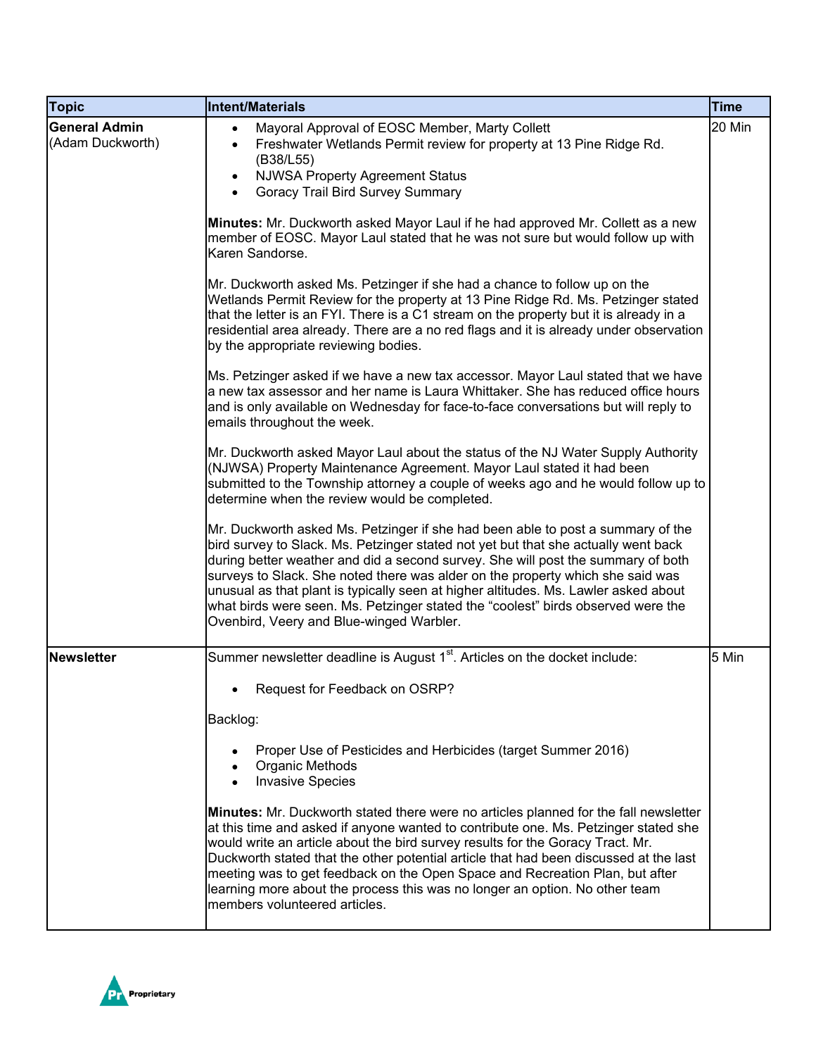| Topic | Intent/Materials | Time |
|---|---|---|
| **General Admin** (Adam Duckworth) | • Mayoral Approval of EOSC Member, Marty Collett<br>• Freshwater Wetlands Permit review for property at 13 Pine Ridge Rd. (B38/L55)<br>• NJWSA Property Agreement Status<br>• Goracy Trail Bird Survey Summary<br><br>**Minutes:** Mr. Duckworth asked Mayor Laul if he had approved Mr. Collett as a new member of EOSC. Mayor Laul stated that he was not sure but would follow up with Karen Sandorse.<br><br>Mr. Duckworth asked Ms. Petzinger if she had a chance to follow up on the Wetlands Permit Review for the property at 13 Pine Ridge Rd. Ms. Petzinger stated that the letter is an FYI. There is a C1 stream on the property but it is already in a residential area already. There are a no red flags and it is already under observation by the appropriate reviewing bodies.<br><br>Ms. Petzinger asked if we have a new tax accessor. Mayor Laul stated that we have a new tax assessor and her name is Laura Whittaker. She has reduced office hours and is only available on Wednesday for face-to-face conversations but will reply to emails throughout the week.<br><br>Mr. Duckworth asked Mayor Laul about the status of the NJ Water Supply Authority (NJWSA) Property Maintenance Agreement. Mayor Laul stated it had been submitted to the Township attorney a couple of weeks ago and he would follow up to determine when the review would be completed.<br><br>Mr. Duckworth asked Ms. Petzinger if she had been able to post a summary of the bird survey to Slack. Ms. Petzinger stated not yet but that she actually went back during better weather and did a second survey. She will post the summary of both surveys to Slack. She noted there was alder on the property which she said was unusual as that plant is typically seen at higher altitudes. Ms. Lawler asked about what birds were seen. Ms. Petzinger stated the "coolest" birds observed were the Ovenbird, Veery and Blue-winged Warbler. | 20 Min |
| **Newsletter** | Summer newsletter deadline is August 1st. Articles on the docket include:<br><br>• Request for Feedback on OSRP?<br><br>Backlog:<br><br>• Proper Use of Pesticides and Herbicides (target Summer 2016)<br>• Organic Methods<br>• Invasive Species<br><br>**Minutes:** Mr. Duckworth stated there were no articles planned for the fall newsletter at this time and asked if anyone wanted to contribute one. Ms. Petzinger stated she would write an article about the bird survey results for the Goracy Tract. Mr. Duckworth stated that the other potential article that had been discussed at the last meeting was to get feedback on the Open Space and Recreation Plan, but after learning more about the process this was no longer an option. No other team members volunteered articles. | 5 Min |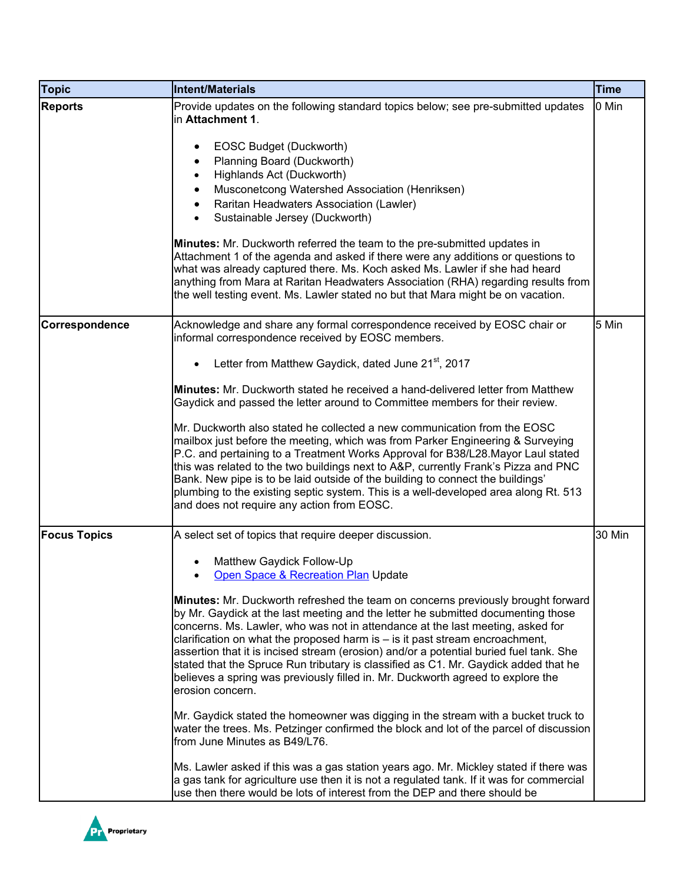| Topic | Intent/Materials | Time |
| --- | --- | --- |
| **Reports** | Provide updates on the following standard topics below; see pre-submitted updates in **Attachment 1**.<br><br>• EOSC Budget (Duckworth)<br>• Planning Board (Duckworth)<br>• Highlands Act (Duckworth)<br>• Musconetcong Watershed Association (Henriksen)<br>• Raritan Headwaters Association (Lawler)<br>• Sustainable Jersey (Duckworth)<br><br>**Minutes:** Mr. Duckworth referred the team to the pre-submitted updates in Attachment 1 of the agenda and asked if there were any additions or questions to what was already captured there. Ms. Koch asked Ms. Lawler if she had heard anything from Mara at Raritan Headwaters Association (RHA) regarding results from the well testing event. Ms. Lawler stated no but that Mara might be on vacation. | 0 Min |
| **Correspondence** | Acknowledge and share any formal correspondence received by EOSC chair or informal correspondence received by EOSC members.<br><br>• Letter from Matthew Gaydick, dated June 21st, 2017<br><br>**Minutes:** Mr. Duckworth stated he received a hand-delivered letter from Matthew Gaydick and passed the letter around to Committee members for their review.<br><br>Mr. Duckworth also stated he collected a new communication from the EOSC mailbox just before the meeting, which was from Parker Engineering & Surveying P.C. and pertaining to a Treatment Works Approval for B38/L28.Mayor Laul stated this was related to the two buildings next to A&P, currently Frank's Pizza and PNC Bank. New pipe is to be laid outside of the building to connect the buildings' plumbing to the existing septic system. This is a well-developed area along Rt. 513 and does not require any action from EOSC. | 5 Min |
| **Focus Topics** | A select set of topics that require deeper discussion.<br><br>• Matthew Gaydick Follow-Up<br>• Open Space & Recreation Plan Update<br><br>**Minutes:** Mr. Duckworth refreshed the team on concerns previously brought forward by Mr. Gaydick at the last meeting and the letter he submitted documenting those concerns. Ms. Lawler, who was not in attendance at the last meeting, asked for clarification on what the proposed harm is – is it past stream encroachment, assertion that it is incised stream (erosion) and/or a potential buried fuel tank. She stated that the Spruce Run tributary is classified as C1. Mr. Gaydick added that he believes a spring was previously filled in. Mr. Duckworth agreed to explore the erosion concern.<br><br>Mr. Gaydick stated the homeowner was digging in the stream with a bucket truck to water the trees. Ms. Petzinger confirmed the block and lot of the parcel of discussion from June Minutes as B49/L76.<br><br>Ms. Lawler asked if this was a gas station years ago. Mr. Mickley stated if there was a gas tank for agriculture use then it is not a regulated tank. If it was for commercial use then there would be lots of interest from the DEP and there should be | 30 Min |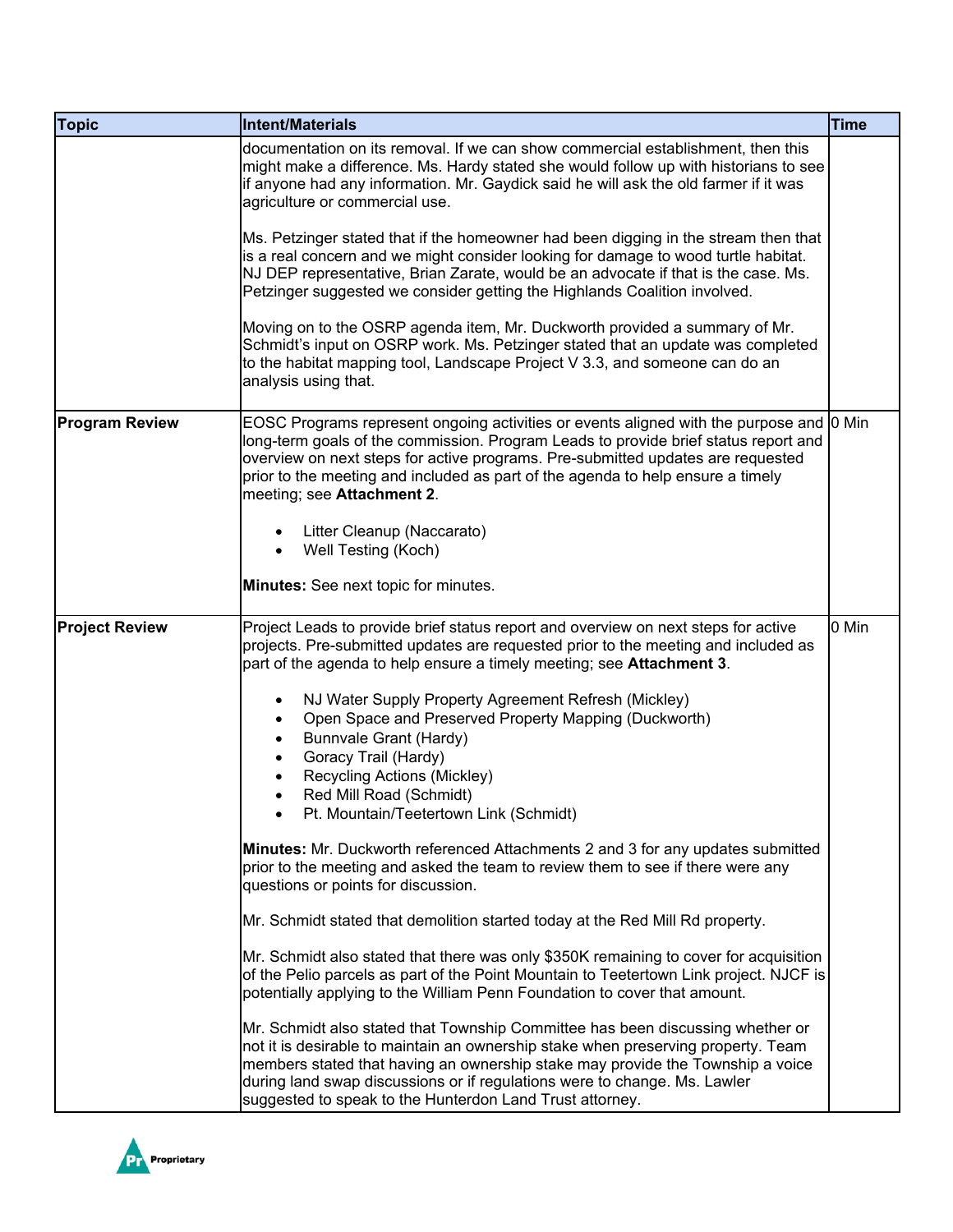| Topic | Intent/Materials | Time |
|---|---|---|
| | documentation on its removal. If we can show commercial establishment, then this might make a difference. Ms. Hardy stated she would follow up with historians to see if anyone had any information. Mr. Gaydick said he will ask the old farmer if it was agriculture or commercial use.<br><br>Ms. Petzinger stated that if the homeowner had been digging in the stream then that is a real concern and we might consider looking for damage to wood turtle habitat. NJ DEP representative, Brian Zarate, would be an advocate if that is the case. Ms. Petzinger suggested we consider getting the Highlands Coalition involved.<br><br>Moving on to the OSRP agenda item, Mr. Duckworth provided a summary of Mr. Schmidt's input on OSRP work. Ms. Petzinger stated that an update was completed to the habitat mapping tool, Landscape Project V 3.3, and someone can do an analysis using that. | |
| **Program Review** | EOSC Programs represent ongoing activities or events aligned with the purpose and long-term goals of the commission. Program Leads to provide brief status report and overview on next steps for active programs. Pre-submitted updates are requested prior to the meeting and included as part of the agenda to help ensure a timely meeting; see **Attachment 2**.<br><br>• Litter Cleanup (Naccarato)<br>• Well Testing (Koch)<br><br>**Minutes:** See next topic for minutes. | 0 Min |
| **Project Review** | Project Leads to provide brief status report and overview on next steps for active projects. Pre-submitted updates are requested prior to the meeting and included as part of the agenda to help ensure a timely meeting; see **Attachment 3**.<br><br>• NJ Water Supply Property Agreement Refresh (Mickley)<br>• Open Space and Preserved Property Mapping (Duckworth)<br>• Bunnvale Grant (Hardy)<br>• Goracy Trail (Hardy)<br>• Recycling Actions (Mickley)<br>• Red Mill Road (Schmidt)<br>• Pt. Mountain/Teetertown Link (Schmidt)<br><br>**Minutes:** Mr. Duckworth referenced Attachments 2 and 3 for any updates submitted prior to the meeting and asked the team to review them to see if there were any questions or points for discussion.<br><br>Mr. Schmidt stated that demolition started today at the Red Mill Rd property.<br><br>Mr. Schmidt also stated that there was only $350K remaining to cover for acquisition of the Pelio parcels as part of the Point Mountain to Teetertown Link project. NJCF is potentially applying to the William Penn Foundation to cover that amount.<br><br>Mr. Schmidt also stated that Township Committee has been discussing whether or not it is desirable to maintain an ownership stake when preserving property. Team members stated that having an ownership stake may provide the Township a voice during land swap discussions or if regulations were to change. Ms. Lawler suggested to speak to the Hunterdon Land Trust attorney. | 0 Min |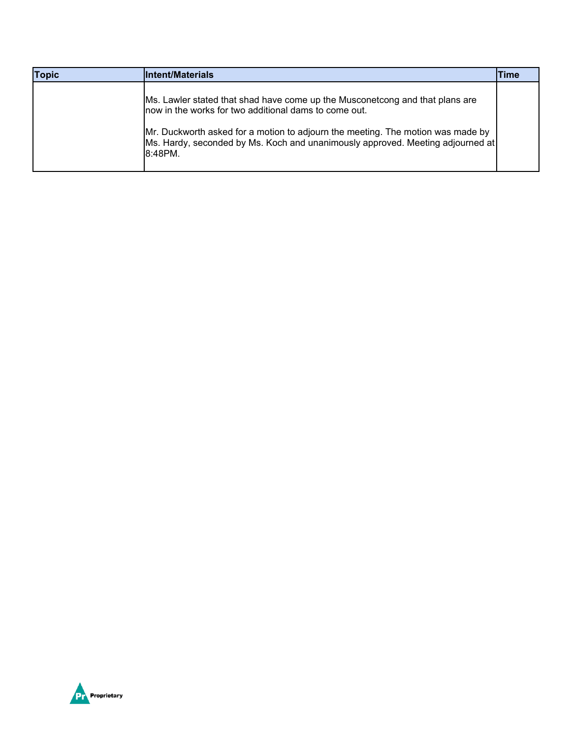| Topic | Intent/Materials | Time |
| --- | --- | --- |
| | Ms. Lawler stated that shad have come up the Musconetcong and that plans are now in the works for two additional dams to come out.<br><br>Mr. Duckworth asked for a motion to adjourn the meeting. The motion was made by Ms. Hardy, seconded by Ms. Koch and unanimously approved. Meeting adjourned at 8:48PM. | |

Proprietary